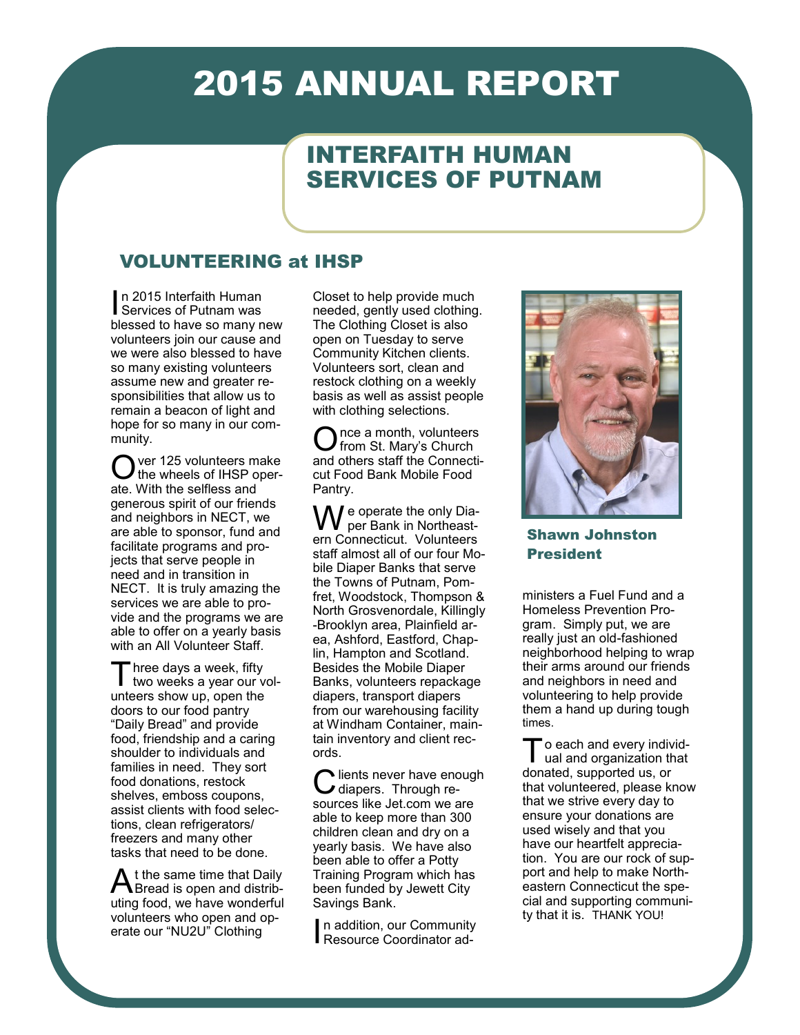# 2015 ANNUAL REPORT

## INTERFAITH HUMAN SERVICES OF PUTNAM

### VOLUNTEERING at IHSP

In 2015 Interfaith Human Services of Putnam was blessed to have so many new volunteers join our cause and we were also blessed to have so many existing volunteers assume new and greater responsibilities that allow us to remain a beacon of light and hope for so many in our community.

Over 125 volunteers make the wheels of IHSP operate. With the selfless and generous spirit of our friends and neighbors in NECT, we are able to sponsor, fund and facilitate programs and projects that serve people in need and in transition in NECT. It is truly amazing the services we are able to provide and the programs we are able to offer on a yearly basis with an All Volunteer Staff.

Three days a week, fifty two weeks a year our volunteers show up, open the doors to our food pantry "Daily Bread" and provide food, friendship and a caring shoulder to individuals and families in need. They sort food donations, restock shelves, emboss coupons, assist clients with food selections, clean refrigerators/ freezers and many other tasks that need to be done.

At the same time that Daily Bread is open and distributing food, we have wonderful volunteers who open and operate our "NU2U" Clothing Closet to help provide much needed, gently used clothing. The Clothing Closet is also open on Tuesday to serve Community Kitchen clients. Volunteers sort, clean and restock clothing on a weekly basis as well as assist people with clothing selections.

Once a month, volunteers from St. Mary's Church and others staff the Connecticut Food Bank Mobile Food Pantry.

We operate the only Diaper Bank in Northeastern Connecticut. Volunteers staff almost all of our four Mobile Diaper Banks that serve the Towns of Putnam, Pomfret, Woodstock, Thompson & North Grosvenordale, Killingly -Brooklyn area, Plainfield area, Ashford, Eastford, Chaplin, Hampton and Scotland. Besides the Mobile Diaper Banks, volunteers repackage diapers, transport diapers from our warehousing facility at Windham Container, maintain inventory and client records.

Clients never have enough diapers. Through resources like Jet.com we are able to keep more than 300 children clean and dry on a yearly basis. We have also been able to offer a Potty Training Program which has been funded by Jewett City Savings Bank.

In addition, our Community Resource Coordinator administers a Fuel Fund and a Homeless Prevention Program. Simply put, we are really just an old-fashioned neighborhood helping to wrap their arms around our friends and neighbors in need and volunteering to help provide them a hand up during tough times.

**Shawn Johnston**
**President**

To each and every individual and organization that donated, supported us, or that volunteered, please know that we strive every day to ensure your donations are used wisely and that you have our heartfelt appreciation. You are our rock of support and help to make Northeastern Connecticut the special and supporting community that it is. THANK YOU!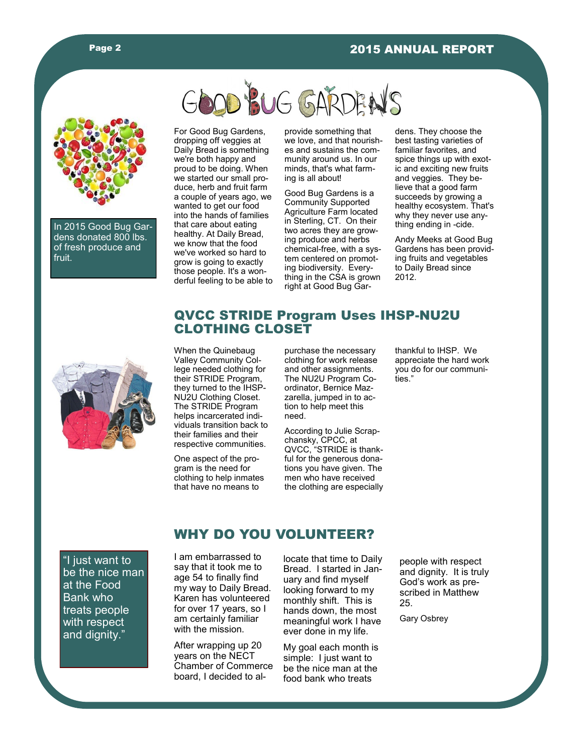# GOOD BUG GARDENS

In 2015 Good Bug Gardens donated 800 lbs. of fresh produce and fruit.

For Good Bug Gardens, dropping off veggies at Daily Bread is something we're both happy and proud to be doing. When we started our small produce, herb and fruit farm a couple of years ago, we wanted to get our food into the hands of families that care about eating healthy. At Daily Bread, we know that the food we've worked so hard to grow is going to exactly those people. It's a wonderful feeling to be able to provide something that we love, and that nourishes and sustains the community around us. In our minds, that's what farming is all about!

Good Bug Gardens is a Community Supported Agriculture Farm located in Sterling, CT. On their two acres they are growing produce and herbs chemical-free, with a system centered on promoting biodiversity. Everything in the CSA is grown right at Good Bug Gardens. They choose the best tasting varieties of familiar favorites, and spice things up with exotic and exciting new fruits and veggies. They believe that a good farm succeeds by growing a healthy ecosystem. That's why they never use anything ending in -cide.

Andy Meeks at Good Bug Gardens has been providing fruits and vegetables to Daily Bread since 2012.

## QVCC STRIDE Program Uses IHSP-NU2U CLOTHING CLOSET

When the Quinebaug Valley Community College needed clothing for their STRIDE Program, they turned to the IHSP-NU2U Clothing Closet. The STRIDE Program helps incarcerated individuals transition back to their families and their respective communities.

One aspect of the program is the need for clothing to help inmates that have no means to purchase the necessary clothing for work release and other assignments. The NU2U Program Coordinator, Bernice Mazzarella, jumped in to action to help meet this need.

According to Julie Scrapchansky, CPCC, at QVCC, "STRIDE is thankful for the generous donations you have given. The men who have received the clothing are especially thankful to IHSP. We appreciate the hard work you do for our communities."

## WHY DO YOU VOLUNTEER?

"I just want to be the nice man at the Food Bank who treats people with respect and dignity."

I am embarrassed to say that it took me to age 54 to finally find my way to Daily Bread. Karen has volunteered for over 17 years, so I am certainly familiar with the mission.

After wrapping up 20 years on the NECT Chamber of Commerce board, I decided to allocate that time to Daily Bread. I started in January and find myself looking forward to my monthly shift. This is hands down, the most meaningful work I have ever done in my life.

My goal each month is simple: I just want to be the nice man at the food bank who treats people with respect and dignity. It is truly God's work as prescribed in Matthew 25.

Gary Osbrey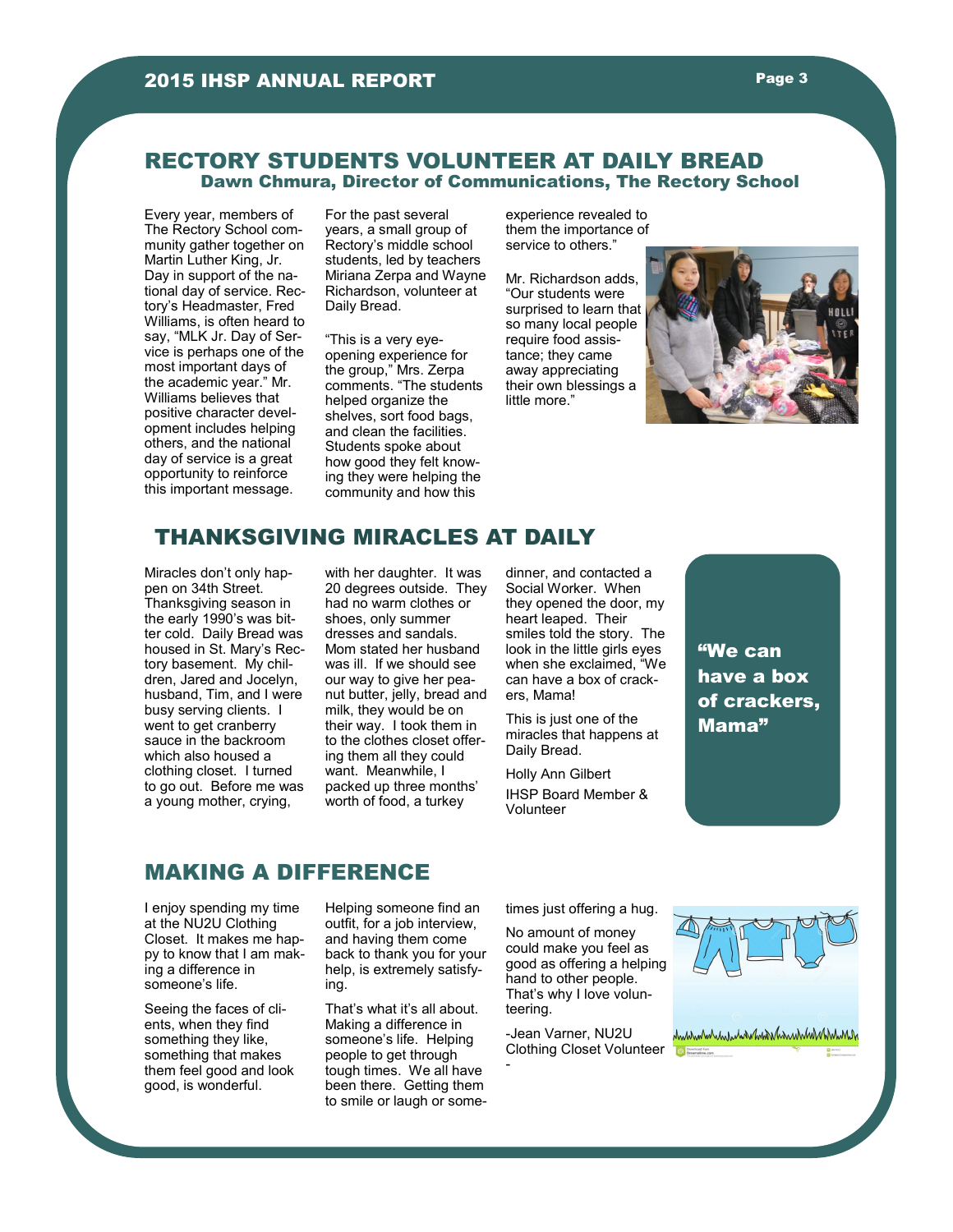## RECTORY STUDENTS VOLUNTEER AT DAILY BREAD

### Dawn Chmura, Director of Communications, The Rectory School

Every year, members of The Rectory School community gather together on Martin Luther King, Jr. Day in support of the national day of service. Rectory's Headmaster, Fred Williams, is often heard to say, "MLK Jr. Day of Service is perhaps one of the most important days of the academic year." Mr. Williams believes that positive character development includes helping others, and the national day of service is a great opportunity to reinforce this important message.

For the past several years, a small group of Rectory's middle school students, led by teachers Miriana Zerpa and Wayne Richardson, volunteer at Daily Bread.

"This is a very eye-opening experience for the group," Mrs. Zerpa comments. "The students helped organize the shelves, sort food bags, and clean the facilities. Students spoke about how good they felt knowing they were helping the community and how this experience revealed to them the importance of service to others."

Mr. Richardson adds, "Our students were surprised to learn that so many local people require food assistance; they came away appreciating their own blessings a little more."

## THANKSGIVING MIRACLES AT DAILY

Miracles don't only happen on 34th Street. Thanksgiving season in the early 1990's was bitter cold. Daily Bread was housed in St. Mary's Rectory basement. My children, Jared and Jocelyn, husband, Tim, and I were busy serving clients. I went to get cranberry sauce in the backroom which also housed a clothing closet. I turned to go out. Before me was a young mother, crying, with her daughter. It was 20 degrees outside. They had no warm clothes or shoes, only summer dresses and sandals. Mom stated her husband was ill. If we should see our way to give her peanut butter, jelly, bread and milk, they would be on their way. I took them in to the clothes closet offering them all they could want. Meanwhile, I packed up three months' worth of food, a turkey dinner, and contacted a Social Worker. When they opened the door, my heart leaped. Their smiles told the story. The look in the little girls eyes when she exclaimed, "We can have a box of crackers, Mama!

This is just one of the miracles that happens at Daily Bread.

Holly Ann Gilbert

IHSP Board Member & Volunteer

**"We can have a box of crackers, Mama"**

## MAKING A DIFFERENCE

I enjoy spending my time at the NU2U Clothing Closet. It makes me happy to know that I am making a difference in someone's life.

Seeing the faces of clients, when they find something they like, something that makes them feel good and look good, is wonderful.

Helping someone find an outfit, for a job interview, and having them come back to thank you for your help, is extremely satisfying.

That's what it's all about. Making a difference in someone's life. Helping people to get through tough times. We all have been there. Getting them to smile or laugh or sometimes just offering a hug.

No amount of money could make you feel as good as offering a helping hand to other people. That's why I love volunteering.

-Jean Varner, NU2U Clothing Closet Volunteer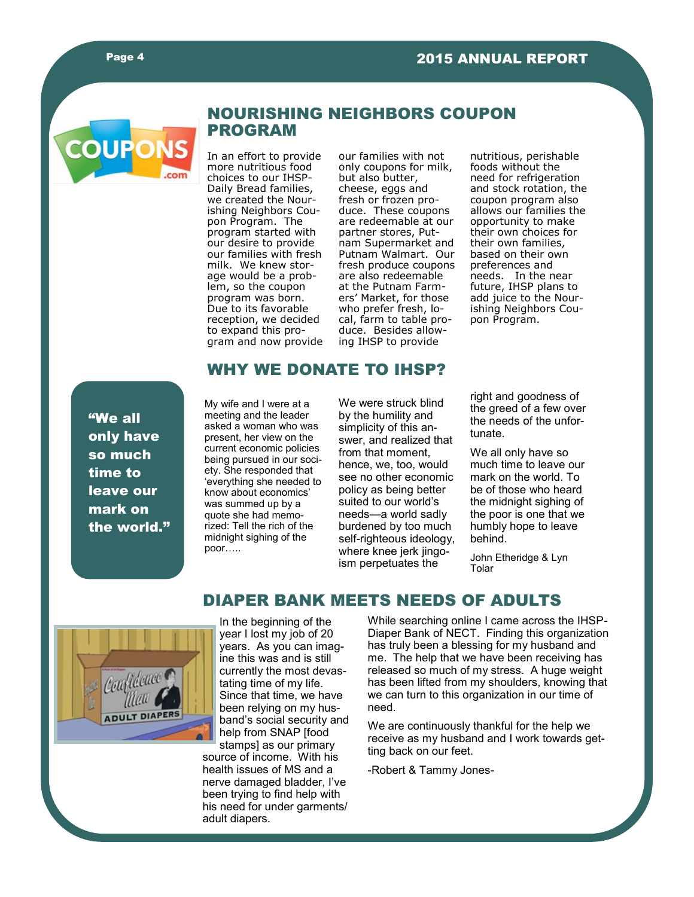## NOURISHING NEIGHBORS COUPON PROGRAM

In an effort to provide more nutritious food choices to our IHSP-Daily Bread families, we created the Nourishing Neighbors Coupon Program. The program started with our desire to provide our families with fresh milk. We knew storage would be a problem, so the coupon program was born. Due to its favorable reception, we decided to expand this program and now provide our families with not only coupons for milk, but also butter, cheese, eggs and fresh or frozen produce. These coupons are redeemable at our partner stores, Putnam Supermarket and Putnam Walmart. Our fresh produce coupons are also redeemable at the Putnam Farmers' Market, for those who prefer fresh, local, farm to table produce. Besides allowing IHSP to provide nutritious, perishable foods without the need for refrigeration and stock rotation, the coupon program also allows our families the opportunity to make their own choices for their own families, based on their own preferences and needs. In the near future, IHSP plans to add juice to the Nourishing Neighbors Coupon Program.

## WHY WE DONATE TO IHSP?

> **"We all only have so much time to leave our mark on the world."**

My wife and I were at a meeting and the leader asked a woman who was present, her view on the current economic policies being pursued in our society. She responded that 'everything she needed to know about economics' was summed up by a quote she had memorized: Tell the rich of the midnight sighing of the poor…..

We were struck blind by the humility and simplicity of this answer, and realized that from that moment, hence, we, too, would see no other economic policy as being better suited to our world's needs—a world sadly burdened by too much self-righteous ideology, where knee jerk jingoism perpetuates the right and goodness of the greed of a few over the needs of the unfortunate.

We all only have so much time to leave our mark on the world. To be of those who heard the midnight sighing of the poor is one that we humbly hope to leave behind.

John Etheridge & Lyn Tolar

## DIAPER BANK MEETS NEEDS OF ADULTS

In the beginning of the year I lost my job of 20 years. As you can imagine this was and is still currently the most devastating time of my life. Since that time, we have been relying on my husband's social security and help from SNAP [food stamps] as our primary source of income. With his health issues of MS and a nerve damaged bladder, I've been trying to find help with his need for under garments/ adult diapers.

While searching online I came across the IHSP-Diaper Bank of NECT. Finding this organization has truly been a blessing for my husband and me. The help that we have been receiving has released so much of my stress. A huge weight has been lifted from my shoulders, knowing that we can turn to this organization in our time of need.

We are continuously thankful for the help we receive as my husband and I work towards getting back on our feet.

-Robert & Tammy Jones-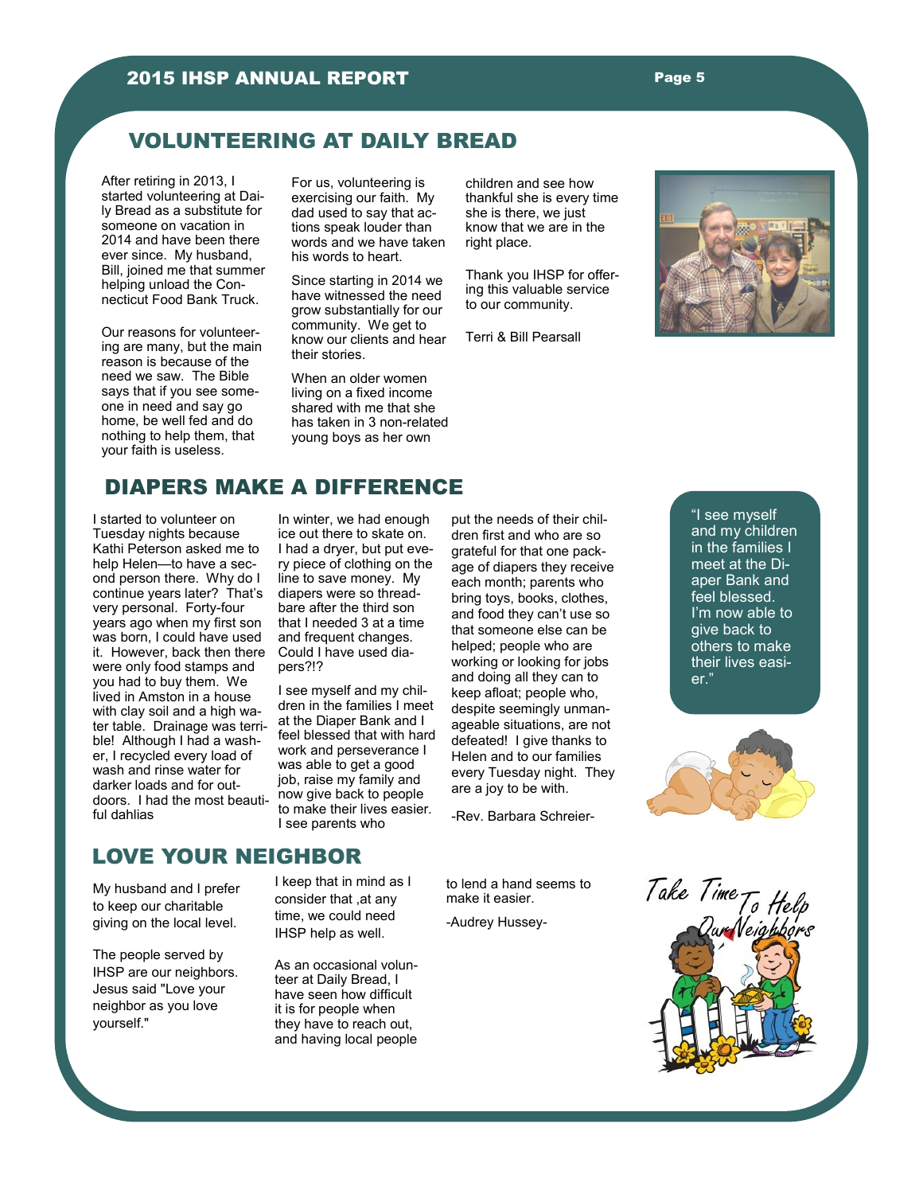## VOLUNTEERING AT DAILY BREAD

After retiring in 2013, I started volunteering at Daily Bread as a substitute for someone on vacation in 2014 and have been there ever since. My husband, Bill, joined me that summer helping unload the Connecticut Food Bank Truck.

Our reasons for volunteering are many, but the main reason is because of the need we saw. The Bible says that if you see someone in need and say go home, be well fed and do nothing to help them, that your faith is useless.

For us, volunteering is exercising our faith. My dad used to say that actions speak louder than words and we have taken his words to heart.

Since starting in 2014 we have witnessed the need grow substantially for our community. We get to know our clients and hear their stories.

When an older women living on a fixed income shared with me that she has taken in 3 non-related young boys as her own children and see how thankful she is every time she is there, we just know that we are in the right place.

Thank you IHSP for offering this valuable service to our community.

Terri & Bill Pearsall

## DIAPERS MAKE A DIFFERENCE

I started to volunteer on Tuesday nights because Kathi Peterson asked me to help Helen—to have a second person there. Why do I continue years later? That's very personal. Forty-four years ago when my first son was born, I could have used it. However, back then there were only food stamps and you had to buy them. We lived in Amston in a house with clay soil and a high water table. Drainage was terrible! Although I had a washer, I recycled every load of wash and rinse water for darker loads and for outdoors. I had the most beautiful dahlias

In winter, we had enough ice out there to skate on. I had a dryer, but put every piece of clothing on the line to save money. My diapers were so threadbare after the third son that I needed 3 at a time and frequent changes. Could I have used diapers?!?

I see myself and my children in the families I meet at the Diaper Bank and I feel blessed that with hard work and perseverance I was able to get a good job, raise my family and now give back to people to make their lives easier. I see parents who put the needs of their children first and who are so grateful for that one package of diapers they receive each month; parents who bring toys, books, clothes, and food they can't use so that someone else can be helped; people who are working or looking for jobs and doing all they can to keep afloat; people who, despite seemingly unmanageable situations, are not defeated! I give thanks to Helen and to our families every Tuesday night. They are a joy to be with.

-Rev. Barbara Schreier-

> "I see myself and my children in the families I meet at the Diaper Bank and feel blessed. I'm now able to give back to others to make their lives easier."

## LOVE YOUR NEIGHBOR

My husband and I prefer to keep our charitable giving on the local level.

The people served by IHSP are our neighbors. Jesus said "Love your neighbor as you love yourself."

I keep that in mind as I consider that ,at any time, we could need IHSP help as well.

As an occasional volunteer at Daily Bread, I have seen how difficult it is for people when they have to reach out, and having local people to lend a hand seems to make it easier.

-Audrey Hussey-

Take Time To Help Our Neighbors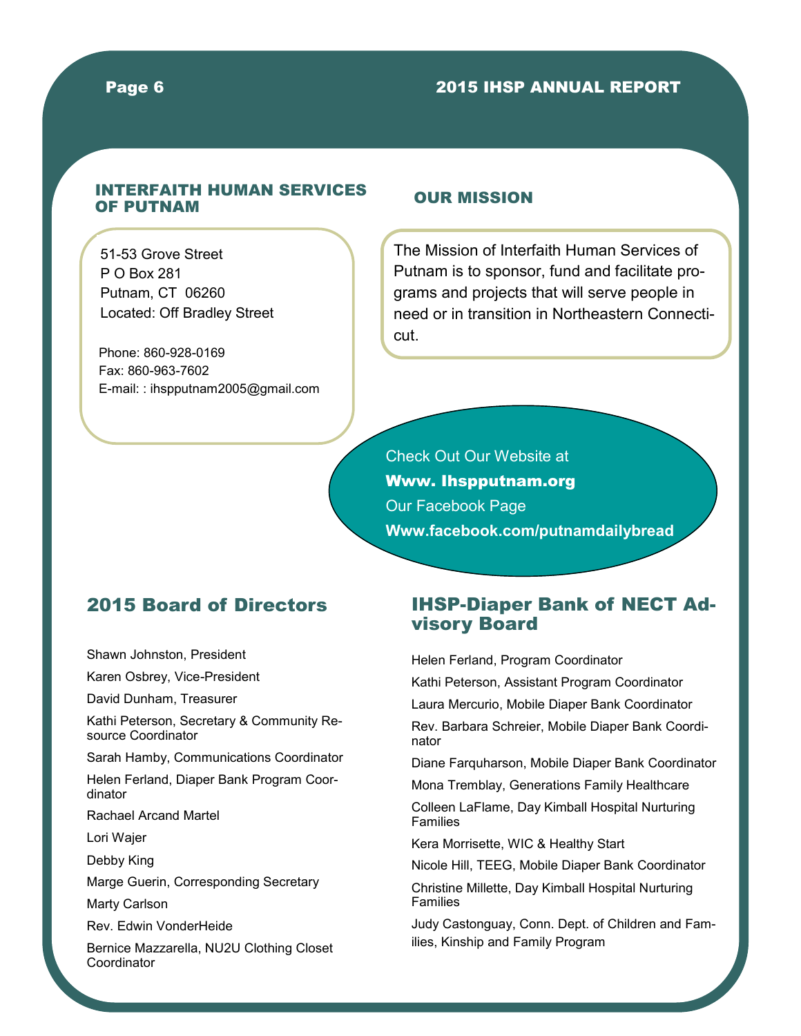## INTERFAITH HUMAN SERVICES OF PUTNAM

51-53 Grove Street
P O Box 281
Putnam, CT 06260
Located: Off Bradley Street

Phone: 860-928-0169
Fax: 860-963-7602
E-mail: : ihspputnam2005@gmail.com

## OUR MISSION

The Mission of Interfaith Human Services of Putnam is to sponsor, fund and facilitate programs and projects that will serve people in need or in transition in Northeastern Connecticut.

Check Out Our Website at
**Www. Ihspputnam.org**
Our Facebook Page
**Www.facebook.com/putnamdailybread**

## 2015 Board of Directors

Shawn Johnston, President

Karen Osbrey, Vice-President

David Dunham, Treasurer

Kathi Peterson, Secretary & Community Resource Coordinator

Sarah Hamby, Communications Coordinator

Helen Ferland, Diaper Bank Program Coordinator

Rachael Arcand Martel

Lori Wajer

Debby King

Marge Guerin, Corresponding Secretary

Marty Carlson

Rev. Edwin VonderHeide

Bernice Mazzarella, NU2U Clothing Closet Coordinator

## IHSP-Diaper Bank of NECT Advisory Board

Helen Ferland, Program Coordinator

Kathi Peterson, Assistant Program Coordinator

Laura Mercurio, Mobile Diaper Bank Coordinator

Rev. Barbara Schreier, Mobile Diaper Bank Coordinator

Diane Farquharson, Mobile Diaper Bank Coordinator

Mona Tremblay, Generations Family Healthcare

Colleen LaFlame, Day Kimball Hospital Nurturing Families

Kera Morrisette, WIC & Healthy Start

Nicole Hill, TEEG, Mobile Diaper Bank Coordinator

Christine Millette, Day Kimball Hospital Nurturing Families

Judy Castonguay, Conn. Dept. of Children and Families, Kinship and Family Program